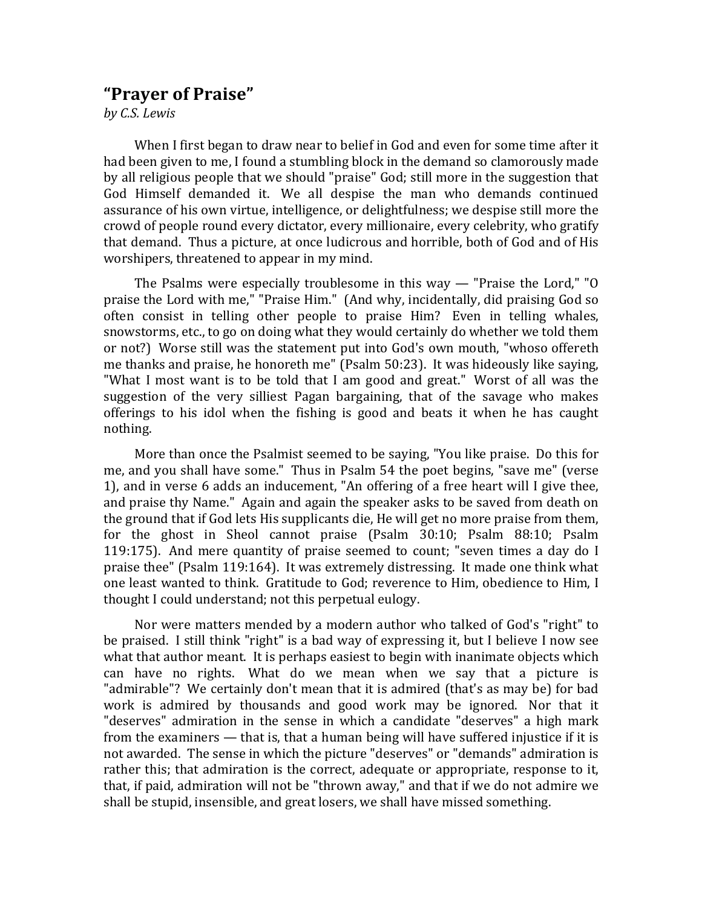# “Prayer of Praise”

*by C.S. Lewis*

When I first began to draw near to belief in God and even for some time after it had been given to me, I found a stumbling block in the demand so clamorously made by all religious people that we should "praise" God; still more in the suggestion that God Himself demanded it. We all despise the man who demands continued assurance of his own virtue, intelligence, or delightfulness; we despise still more the crowd of people round every dictator, every millionaire, every celebrity, who gratify that demand. Thus a picture, at once ludicrous and horrible, both of God and of His worshipers, threatened to appear in my mind.

The Psalms were especially troublesome in this way — "Praise the Lord," "O praise the Lord with me," "Praise Him." (And why, incidentally, did praising God so often consist in telling other people to praise Him? Even in telling whales, snowstorms, etc., to go on doing what they would certainly do whether we told them or not?) Worse still was the statement put into God's own mouth, "whoso offereth me thanks and praise, he honoreth me" (Psalm 50:23). It was hideously like saying, "What I most want is to be told that I am good and great." Worst of all was the suggestion of the very silliest Pagan bargaining, that of the savage who makes offerings to his idol when the fishing is good and beats it when he has caught nothing.

More than once the Psalmist seemed to be saying, "You like praise. Do this for me, and you shall have some." Thus in Psalm 54 the poet begins, "save me" (verse 1), and in verse 6 adds an inducement, "An offering of a free heart will I give thee, and praise thy Name." Again and again the speaker asks to be saved from death on the ground that if God lets His supplicants die, He will get no more praise from them, for the ghost in Sheol cannot praise (Psalm 30:10; Psalm 88:10; Psalm 119:175). And mere quantity of praise seemed to count; "seven times a day do I praise thee" (Psalm 119:164). It was extremely distressing. It made one think what one least wanted to think. Gratitude to God; reverence to Him, obedience to Him, I thought I could understand; not this perpetual eulogy.

Nor were matters mended by a modern author who talked of God's "right" to be praised. I still think "right" is a bad way of expressing it, but I believe I now see what that author meant. It is perhaps easiest to begin with inanimate objects which can have no rights. What do we mean when we say that a picture is "admirable"? We certainly don't mean that it is admired (that's as may be) for bad work is admired by thousands and good work may be ignored. Nor that it "deserves" admiration in the sense in which a candidate "deserves" a high mark from the examiners — that is, that a human being will have suffered injustice if it is not awarded. The sense in which the picture "deserves" or "demands" admiration is rather this; that admiration is the correct, adequate or appropriate, response to it, that, if paid, admiration will not be "thrown away," and that if we do not admire we shall be stupid, insensible, and great losers, we shall have missed something.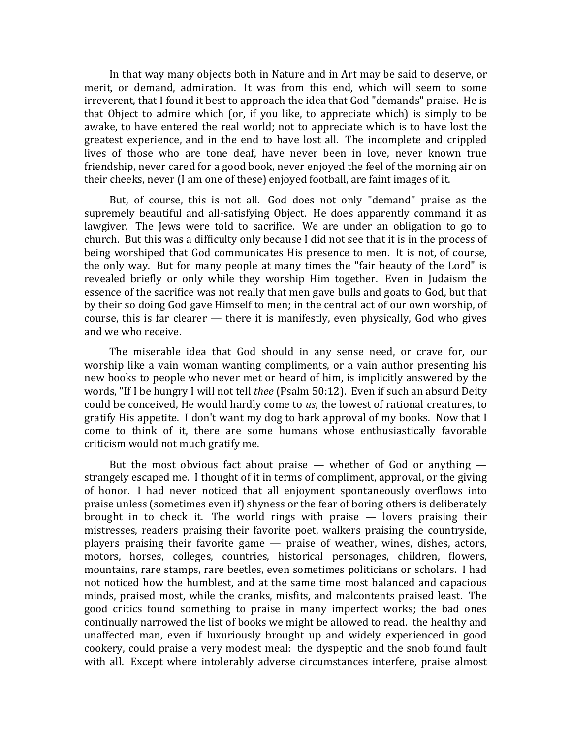In that way many objects both in Nature and in Art may be said to deserve, or merit, or demand, admiration. It was from this end, which will seem to some irreverent, that I found it best to approach the idea that God "demands" praise. He is that Object to admire which (or, if you like, to appreciate which) is simply to be awake, to have entered the real world; not to appreciate which is to have lost the greatest experience, and in the end to have lost all. The incomplete and crippled lives of those who are tone deaf, have never been in love, never known true friendship, never cared for a good book, never enjoyed the feel of the morning air on their cheeks, never (I am one of these) enjoyed football, are faint images of it.

But, of course, this is not all. God does not only "demand" praise as the supremely beautiful and all-satisfying Object. He does apparently command it as lawgiver. The Jews were told to sacrifice. We are under an obligation to go to church. But this was a difficulty only because I did not see that it is in the process of being worshiped that God communicates His presence to men. It is not, of course, the only way. But for many people at many times the "fair beauty of the Lord" is revealed briefly or only while they worship Him together. Even in Judaism the essence of the sacrifice was not really that men gave bulls and goats to God, but that by their so doing God gave Himself to men; in the central act of our own worship, of course, this is far clearer — there it is manifestly, even physically, God who gives and we who receive.

The miserable idea that God should in any sense need, or crave for, our worship like a vain woman wanting compliments, or a vain author presenting his new books to people who never met or heard of him, is implicitly answered by the words, "If I be hungry I will not tell *thee* (Psalm 50:12). Even if such an absurd Deity could be conceived, He would hardly come to *us*, the lowest of rational creatures, to gratify His appetite. I don't want my dog to bark approval of my books. Now that I come to think of it, there are some humans whose enthusiastically favorable criticism would not much gratify me.

But the most obvious fact about praise — whether of God or anything — strangely escaped me. I thought of it in terms of compliment, approval, or the giving of honor. I had never noticed that all enjoyment spontaneously overflows into praise unless (sometimes even if) shyness or the fear of boring others is deliberately brought in to check it. The world rings with praise — lovers praising their mistresses, readers praising their favorite poet, walkers praising the countryside, players praising their favorite game — praise of weather, wines, dishes, actors, motors, horses, colleges, countries, historical personages, children, flowers, mountains, rare stamps, rare beetles, even sometimes politicians or scholars. I had not noticed how the humblest, and at the same time most balanced and capacious minds, praised most, while the cranks, misfits, and malcontents praised least. The good critics found something to praise in many imperfect works; the bad ones continually narrowed the list of books we might be allowed to read. the healthy and unaffected man, even if luxuriously brought up and widely experienced in good cookery, could praise a very modest meal: the dyspeptic and the snob found fault with all. Except where intolerably adverse circumstances interfere, praise almost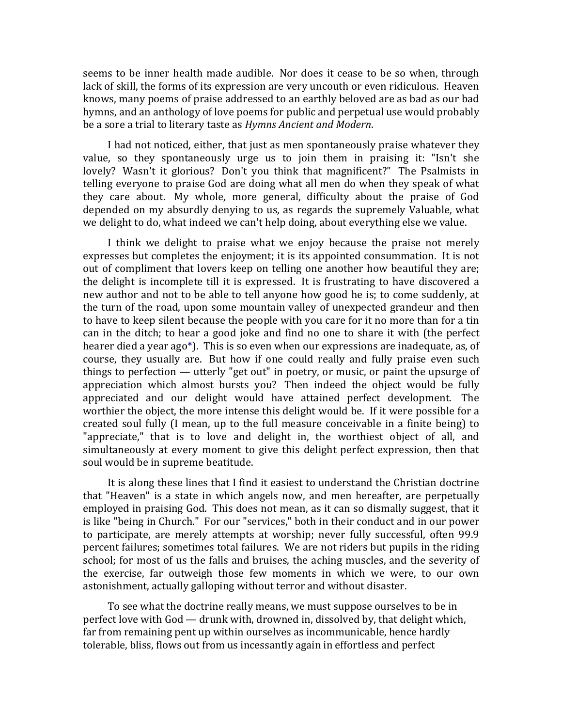seems to be inner health made audible. Nor does it cease to be so when, through lack of skill, the forms of its expression are very uncouth or even ridiculous. Heaven knows, many poems of praise addressed to an earthly beloved are as bad as our bad hymns, and an anthology of love poems for public and perpetual use would probably be a sore a trial to literary taste as *Hymns Ancient and Modern*.

I had not noticed, either, that just as men spontaneously praise whatever they value, so they spontaneously urge us to join them in praising it: "Isn't she lovely? Wasn't it glorious? Don't you think that magnificent?" The Psalmists in telling everyone to praise God are doing what all men do when they speak of what they care about. My whole, more general, difficulty about the praise of God depended on my absurdly denying to us, as regards the supremely Valuable, what we delight to do, what indeed we can't help doing, about everything else we value.

I think we delight to praise what we enjoy because the praise not merely expresses but completes the enjoyment; it is its appointed consummation. It is not out of compliment that lovers keep on telling one another how beautiful they are; the delight is incomplete till it is expressed. It is frustrating to have discovered a new author and not to be able to tell anyone how good he is; to come suddenly, at the turn of the road, upon some mountain valley of unexpected grandeur and then to have to keep silent because the people with you care for it no more than for a tin can in the ditch; to hear a good joke and find no one to share it with (the perfect hearer died a year ago*). This is so even when our expressions are inadequate, as, of course, they usually are. But how if one could really and fully praise even such things to perfection — utterly "get out" in poetry, or music, or paint the upsurge of appreciation which almost bursts you? Then indeed the object would be fully appreciated and our delight would have attained perfect development. The worthier the object, the more intense this delight would be. If it were possible for a created soul fully (I mean, up to the full measure conceivable in a finite being) to "appreciate," that is to love and delight in, the worthiest object of all, and simultaneously at every moment to give this delight perfect expression, then that soul would be in supreme beatitude.

It is along these lines that I find it easiest to understand the Christian doctrine that "Heaven" is a state in which angels now, and men hereafter, are perpetually employed in praising God. This does not mean, as it can so dismally suggest, that it is like "being in Church." For our "services," both in their conduct and in our power to participate, are merely attempts at worship; never fully successful, often 99.9 percent failures; sometimes total failures. We are not riders but pupils in the riding school; for most of us the falls and bruises, the aching muscles, and the severity of the exercise, far outweigh those few moments in which we were, to our own astonishment, actually galloping without terror and without disaster.

To see what the doctrine really means, we must suppose ourselves to be in perfect love with God — drunk with, drowned in, dissolved by, that delight which, far from remaining pent up within ourselves as incommunicable, hence hardly tolerable, bliss, flows out from us incessantly again in effortless and perfect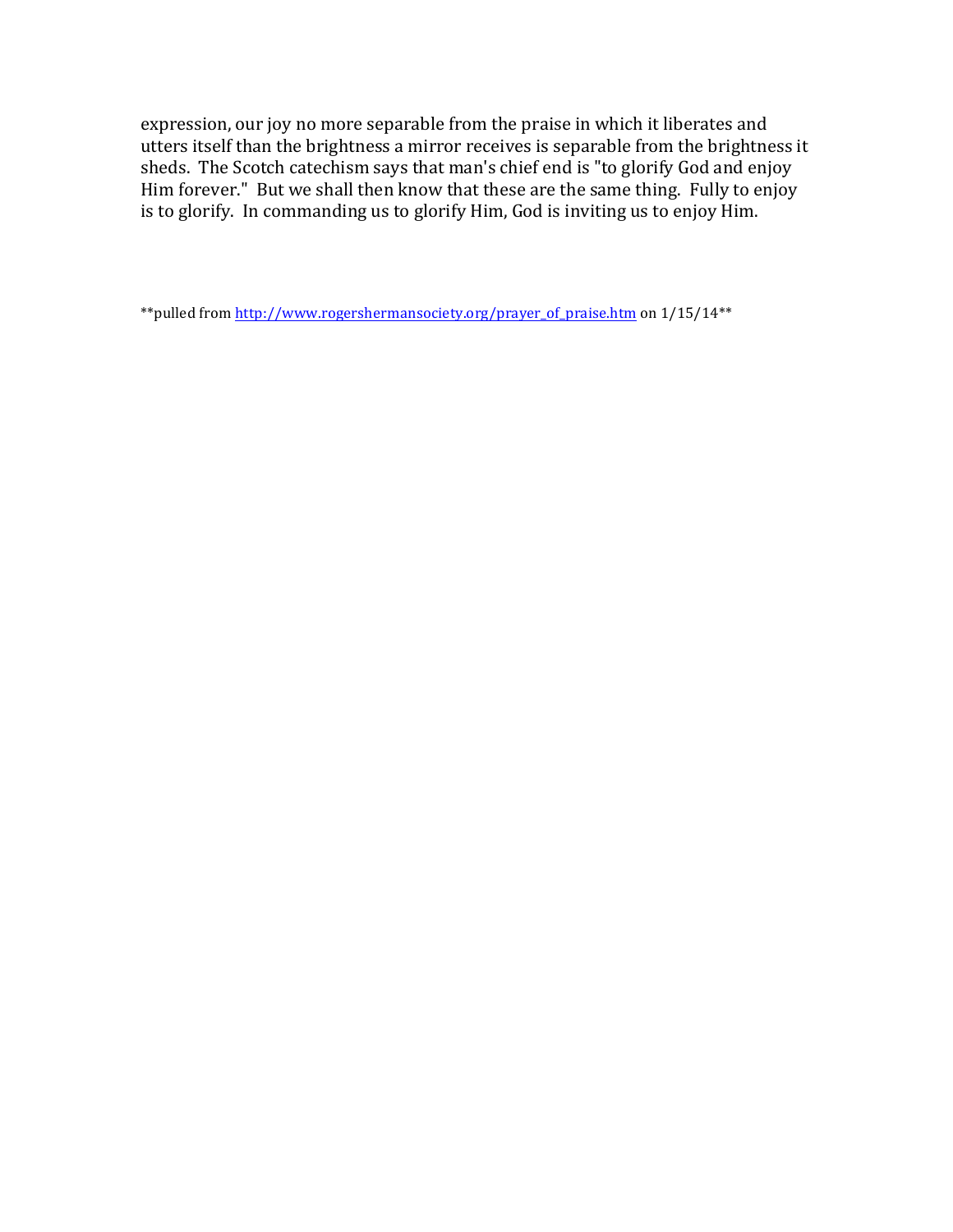expression, our joy no more separable from the praise in which it liberates and utters itself than the brightness a mirror receives is separable from the brightness it sheds. The Scotch catechism says that man's chief end is "to glorify God and enjoy Him forever." But we shall then know that these are the same thing. Fully to enjoy is to glorify. In commanding us to glorify Him, God is inviting us to enjoy Him.

**pulled from [http://www.rogershermansociety.org/prayer_of_praise.htm](http://www.rogershermansociety.org/prayer_of_praise.htm) on 1/15/14**